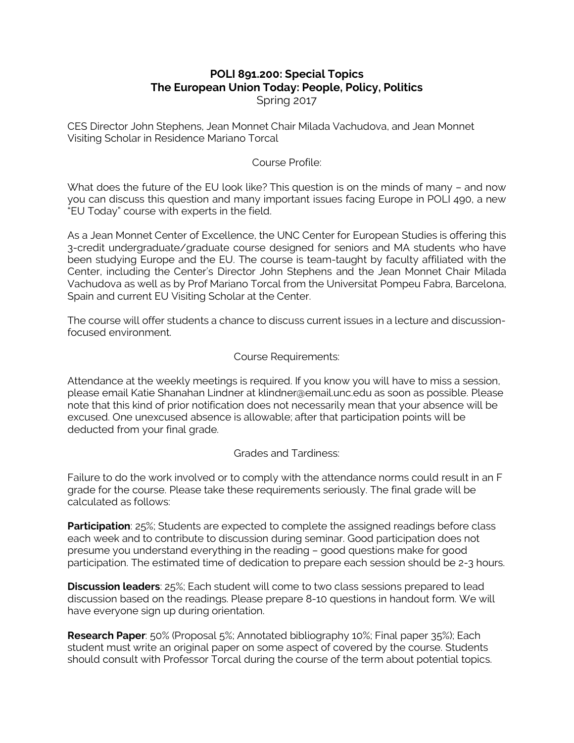# POLI 891.200: Special Topics
# The European Union Today: People, Policy, Politics

Spring 2017

CES Director John Stephens, Jean Monnet Chair Milada Vachudova, and Jean Monnet Visiting Scholar in Residence Mariano Torcal

## Course Profile:

What does the future of the EU look like? This question is on the minds of many – and now you can discuss this question and many important issues facing Europe in POLI 490, a new "EU Today" course with experts in the field.

As a Jean Monnet Center of Excellence, the UNC Center for European Studies is offering this 3-credit undergraduate/graduate course designed for seniors and MA students who have been studying Europe and the EU. The course is team-taught by faculty affiliated with the Center, including the Center's Director John Stephens and the Jean Monnet Chair Milada Vachudova as well as by Prof Mariano Torcal from the Universitat Pompeu Fabra, Barcelona, Spain and current EU Visiting Scholar at the Center.

The course will offer students a chance to discuss current issues in a lecture and discussion-focused environment.

## Course Requirements:

Attendance at the weekly meetings is required. If you know you will have to miss a session, please email Katie Shanahan Lindner at klindner@email.unc.edu as soon as possible. Please note that this kind of prior notification does not necessarily mean that your absence will be excused. One unexcused absence is allowable; after that participation points will be deducted from your final grade.

## Grades and Tardiness:

Failure to do the work involved or to comply with the attendance norms could result in an F grade for the course. Please take these requirements seriously. The final grade will be calculated as follows:

**Participation**: 25%; Students are expected to complete the assigned readings before class each week and to contribute to discussion during seminar. Good participation does not presume you understand everything in the reading – good questions make for good participation. The estimated time of dedication to prepare each session should be 2-3 hours.

**Discussion leaders**: 25%; Each student will come to two class sessions prepared to lead discussion based on the readings. Please prepare 8-10 questions in handout form. We will have everyone sign up during orientation.

**Research Paper**: 50% (Proposal 5%; Annotated bibliography 10%; Final paper 35%); Each student must write an original paper on some aspect of covered by the course. Students should consult with Professor Torcal during the course of the term about potential topics.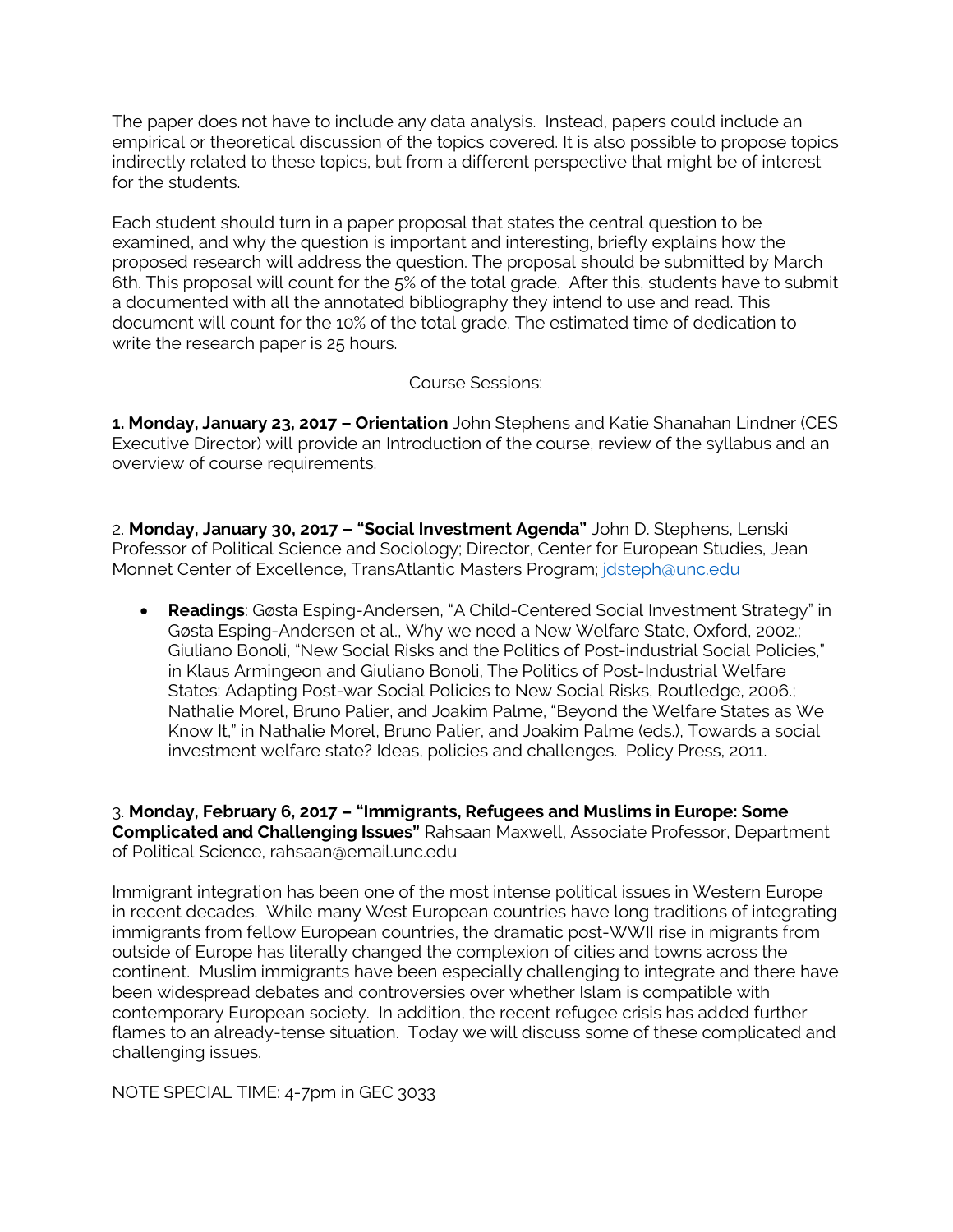The paper does not have to include any data analysis. Instead, papers could include an empirical or theoretical discussion of the topics covered. It is also possible to propose topics indirectly related to these topics, but from a different perspective that might be of interest for the students.

Each student should turn in a paper proposal that states the central question to be examined, and why the question is important and interesting, briefly explains how the proposed research will address the question. The proposal should be submitted by March 6th. This proposal will count for the 5% of the total grade. After this, students have to submit a documented with all the annotated bibliography they intend to use and read. This document will count for the 10% of the total grade. The estimated time of dedication to write the research paper is 25 hours.

Course Sessions:

**1. Monday, January 23, 2017 – Orientation** John Stephens and Katie Shanahan Lindner (CES Executive Director) will provide an Introduction of the course, review of the syllabus and an overview of course requirements.

2. **Monday, January 30, 2017 – "Social Investment Agenda"** John D. Stephens, Lenski Professor of Political Science and Sociology; Director, Center for European Studies, Jean Monnet Center of Excellence, TransAtlantic Masters Program; jdsteph@unc.edu

- **Readings**: Gøsta Esping-Andersen, "A Child-Centered Social Investment Strategy" in Gøsta Esping-Andersen et al., Why we need a New Welfare State, Oxford, 2002.; Giuliano Bonoli, "New Social Risks and the Politics of Post-industrial Social Policies," in Klaus Armingeon and Giuliano Bonoli, The Politics of Post-Industrial Welfare States: Adapting Post-war Social Policies to New Social Risks, Routledge, 2006.; Nathalie Morel, Bruno Palier, and Joakim Palme, "Beyond the Welfare States as We Know It," in Nathalie Morel, Bruno Palier, and Joakim Palme (eds.), Towards a social investment welfare state? Ideas, policies and challenges. Policy Press, 2011.

3. **Monday, February 6, 2017 – "Immigrants, Refugees and Muslims in Europe: Some Complicated and Challenging Issues"** Rahsaan Maxwell, Associate Professor, Department of Political Science, rahsaan@email.unc.edu

Immigrant integration has been one of the most intense political issues in Western Europe in recent decades. While many West European countries have long traditions of integrating immigrants from fellow European countries, the dramatic post-WWII rise in migrants from outside of Europe has literally changed the complexion of cities and towns across the continent. Muslim immigrants have been especially challenging to integrate and there have been widespread debates and controversies over whether Islam is compatible with contemporary European society. In addition, the recent refugee crisis has added further flames to an already-tense situation. Today we will discuss some of these complicated and challenging issues.

NOTE SPECIAL TIME: 4-7pm in GEC 3033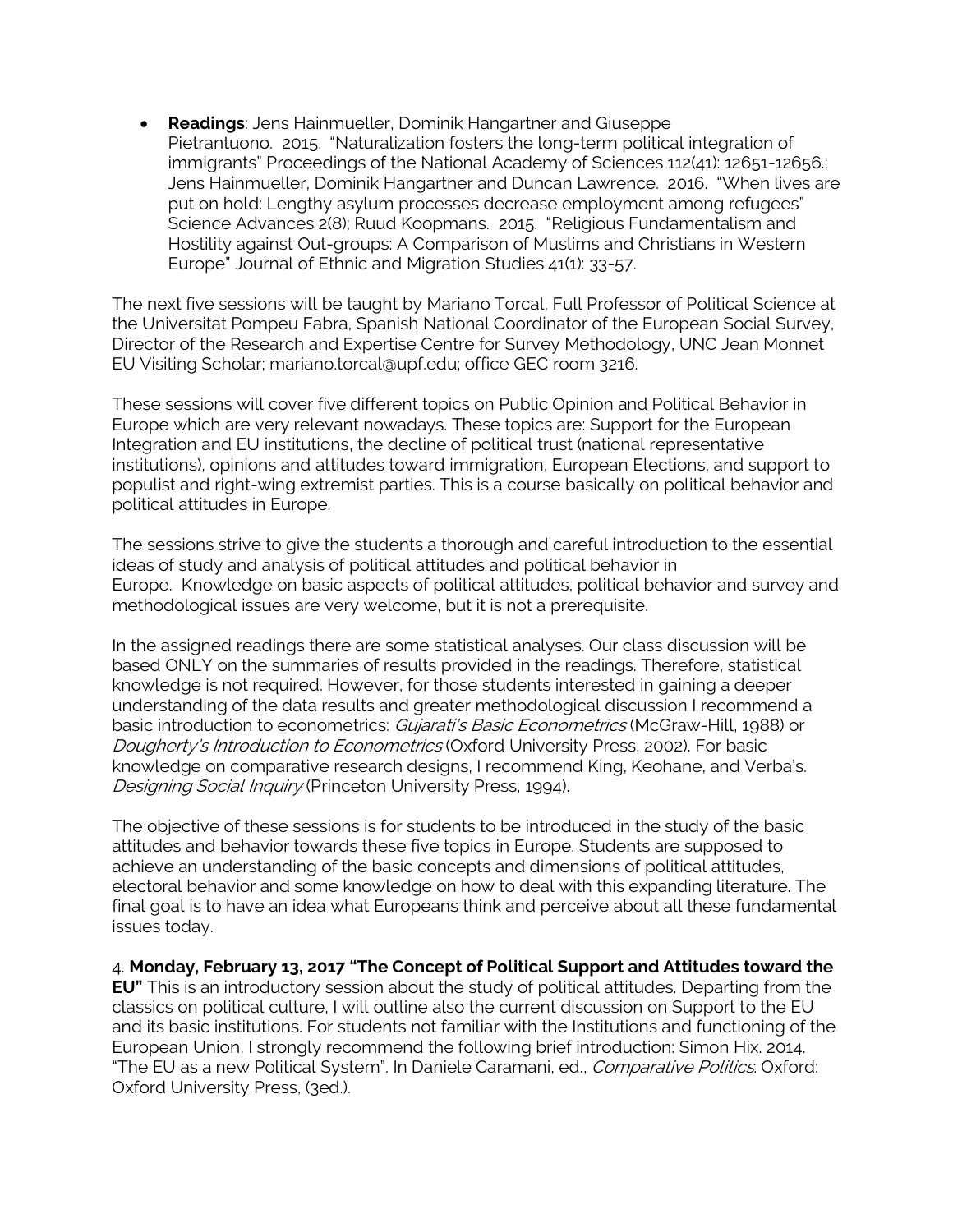- **Readings**: Jens Hainmueller, Dominik Hangartner and Giuseppe Pietrantuono. 2015. "Naturalization fosters the long-term political integration of immigrants" Proceedings of the National Academy of Sciences 112(41): 12651-12656.; Jens Hainmueller, Dominik Hangartner and Duncan Lawrence. 2016. "When lives are put on hold: Lengthy asylum processes decrease employment among refugees" Science Advances 2(8); Ruud Koopmans. 2015. "Religious Fundamentalism and Hostility against Out-groups: A Comparison of Muslims and Christians in Western Europe" Journal of Ethnic and Migration Studies 41(1): 33-57.

The next five sessions will be taught by Mariano Torcal, Full Professor of Political Science at the Universitat Pompeu Fabra, Spanish National Coordinator of the European Social Survey, Director of the Research and Expertise Centre for Survey Methodology, UNC Jean Monnet EU Visiting Scholar; mariano.torcal@upf.edu; office GEC room 3216.

These sessions will cover five different topics on Public Opinion and Political Behavior in Europe which are very relevant nowadays. These topics are: Support for the European Integration and EU institutions, the decline of political trust (national representative institutions), opinions and attitudes toward immigration, European Elections, and support to populist and right-wing extremist parties. This is a course basically on political behavior and political attitudes in Europe.

The sessions strive to give the students a thorough and careful introduction to the essential ideas of study and analysis of political attitudes and political behavior in Europe. Knowledge on basic aspects of political attitudes, political behavior and survey and methodological issues are very welcome, but it is not a prerequisite.

In the assigned readings there are some statistical analyses. Our class discussion will be based ONLY on the summaries of results provided in the readings. Therefore, statistical knowledge is not required. However, for those students interested in gaining a deeper understanding of the data results and greater methodological discussion I recommend a basic introduction to econometrics: *Gujarati's Basic Econometrics* (McGraw-Hill, 1988) or *Dougherty's Introduction to Econometrics* (Oxford University Press, 2002). For basic knowledge on comparative research designs, I recommend King, Keohane, and Verba's. *Designing Social Inquiry* (Princeton University Press, 1994).

The objective of these sessions is for students to be introduced in the study of the basic attitudes and behavior towards these five topics in Europe. Students are supposed to achieve an understanding of the basic concepts and dimensions of political attitudes, electoral behavior and some knowledge on how to deal with this expanding literature. The final goal is to have an idea what Europeans think and perceive about all these fundamental issues today.

4. **Monday, February 13, 2017 "The Concept of Political Support and Attitudes toward the EU"** This is an introductory session about the study of political attitudes. Departing from the classics on political culture, I will outline also the current discussion on Support to the EU and its basic institutions. For students not familiar with the Institutions and functioning of the European Union, I strongly recommend the following brief introduction: Simon Hix. 2014. "The EU as a new Political System". In Daniele Caramani, ed., *Comparative Politics*. Oxford: Oxford University Press, (3ed.).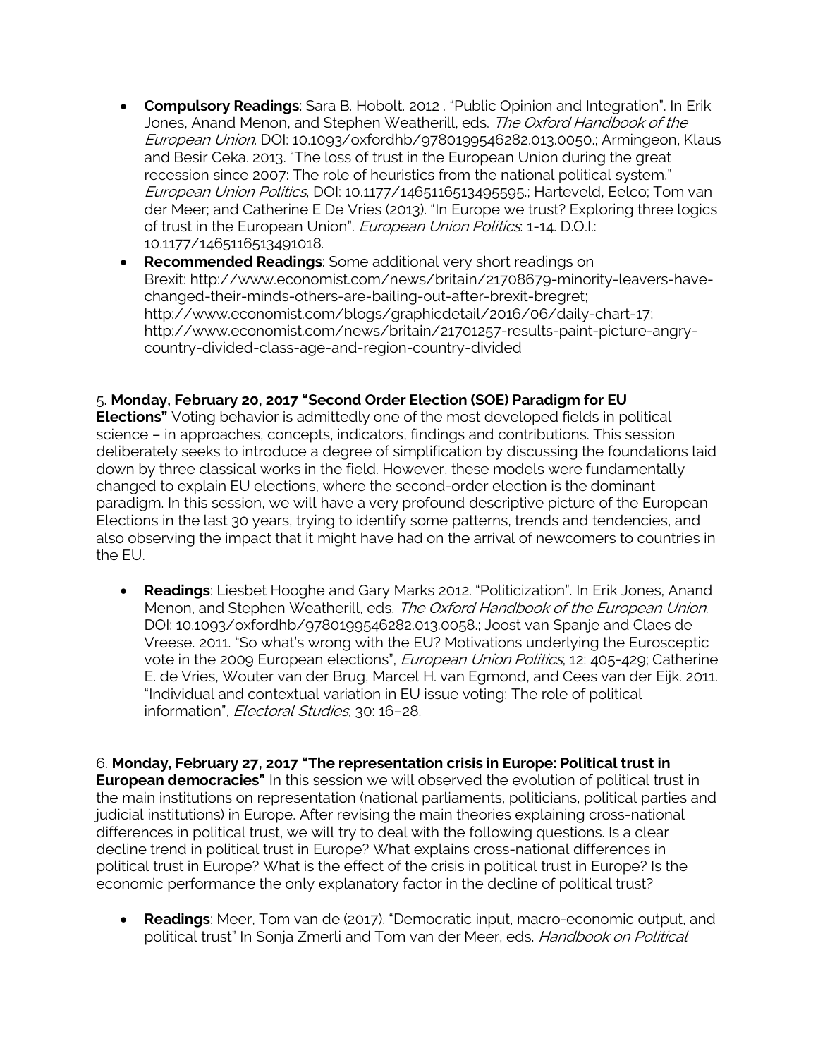- **Compulsory Readings**: Sara B. Hobolt. 2012 . "Public Opinion and Integration". In Erik Jones, Anand Menon, and Stephen Weatherill, eds. *The Oxford Handbook of the European Union*. DOI: 10.1093/oxfordhb/9780199546282.013.0050.; Armingeon, Klaus and Besir Ceka. 2013. "The loss of trust in the European Union during the great recession since 2007: The role of heuristics from the national political system." *European Union Politics*, DOI: 10.1177/1465116513495595.; Harteveld, Eelco; Tom van der Meer; and Catherine E De Vries (2013). "In Europe we trust? Exploring three logics of trust in the European Union". *European Union Politics*: 1-14. D.O.I.: 10.1177/1465116513491018.
- **Recommended Readings**: Some additional very short readings on Brexit: http://www.economist.com/news/britain/21708679-minority-leavers-have-changed-their-minds-others-are-bailing-out-after-brexit-bregret; http://www.economist.com/blogs/graphicdetail/2016/06/daily-chart-17; http://www.economist.com/news/britain/21701257-results-paint-picture-angry-country-divided-class-age-and-region-country-divided

5. **Monday, February 20, 2017 "Second Order Election (SOE) Paradigm for EU Elections"** Voting behavior is admittedly one of the most developed fields in political science – in approaches, concepts, indicators, findings and contributions. This session deliberately seeks to introduce a degree of simplification by discussing the foundations laid down by three classical works in the field. However, these models were fundamentally changed to explain EU elections, where the second-order election is the dominant paradigm. In this session, we will have a very profound descriptive picture of the European Elections in the last 30 years, trying to identify some patterns, trends and tendencies, and also observing the impact that it might have had on the arrival of newcomers to countries in the EU.

- **Readings**: Liesbet Hooghe and Gary Marks 2012. "Politicization". In Erik Jones, Anand Menon, and Stephen Weatherill, eds. *The Oxford Handbook of the European Union*. DOI: 10.1093/oxfordhb/9780199546282.013.0058.; Joost van Spanje and Claes de Vreese. 2011. "So what's wrong with the EU? Motivations underlying the Eurosceptic vote in the 2009 European elections", *European Union Politics*, 12: 405-429; Catherine E. de Vries, Wouter van der Brug, Marcel H. van Egmond, and Cees van der Eijk. 2011. "Individual and contextual variation in EU issue voting: The role of political information", *Electoral Studies*, 30: 16–28.

6. **Monday, February 27, 2017 "The representation crisis in Europe: Political trust in European democracies"** In this session we will observed the evolution of political trust in the main institutions on representation (national parliaments, politicians, political parties and judicial institutions) in Europe. After revising the main theories explaining cross-national differences in political trust, we will try to deal with the following questions. Is a clear decline trend in political trust in Europe? What explains cross-national differences in political trust in Europe? What is the effect of the crisis in political trust in Europe? Is the economic performance the only explanatory factor in the decline of political trust?

- **Readings**: Meer, Tom van de (2017). "Democratic input, macro-economic output, and political trust" In Sonja Zmerli and Tom van der Meer, eds. *Handbook on Political*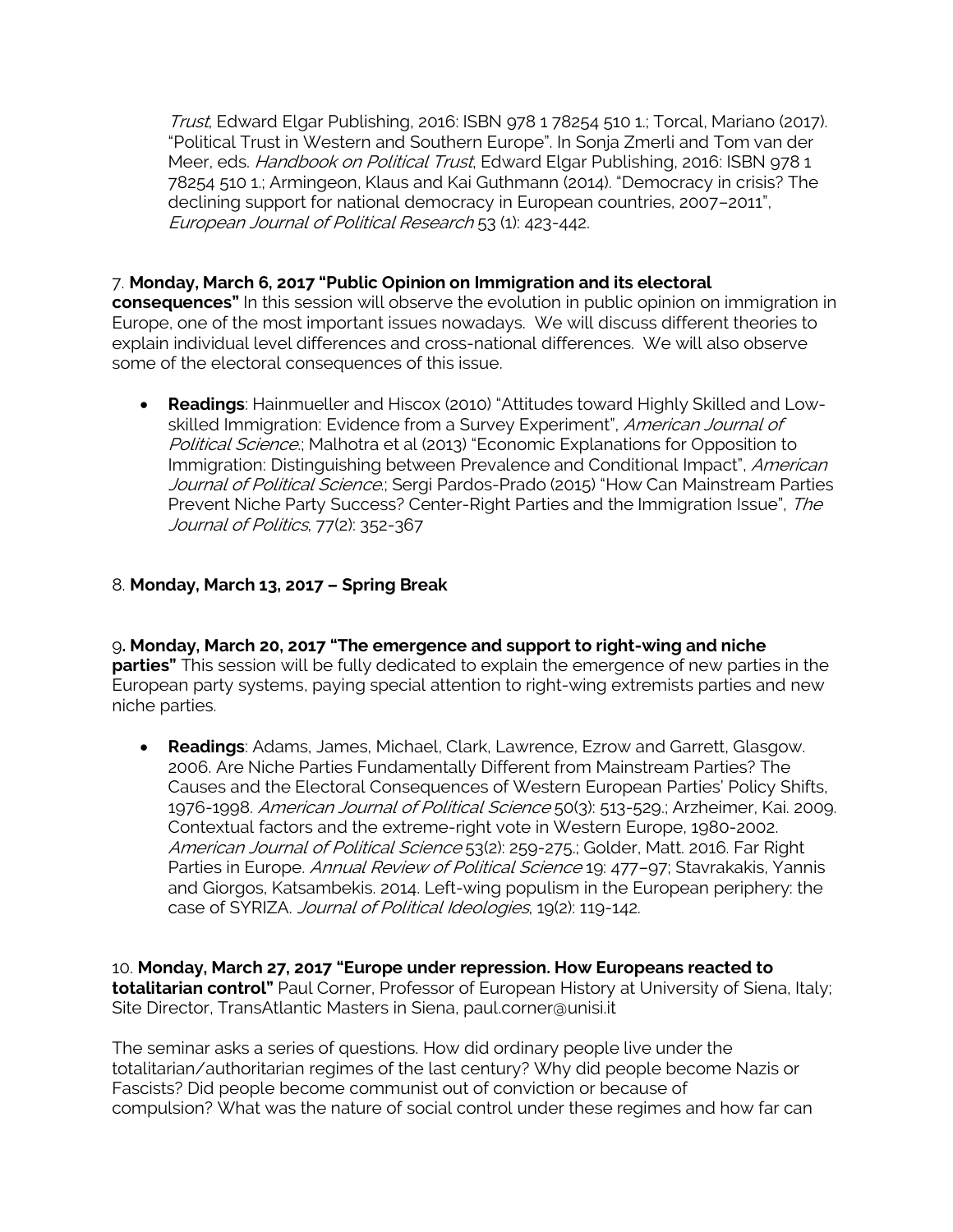*Trust*, Edward Elgar Publishing, 2016: ISBN 978 1 78254 510 1.; Torcal, Mariano (2017). "Political Trust in Western and Southern Europe". In Sonja Zmerli and Tom van der Meer, eds. *Handbook on Political Trust*, Edward Elgar Publishing, 2016: ISBN 978 1 78254 510 1.; Armingeon, Klaus and Kai Guthmann (2014). "Democracy in crisis? The declining support for national democracy in European countries, 2007–2011", *European Journal of Political Research* 53 (1): 423-442.

7. **Monday, March 6, 2017 "Public Opinion on Immigration and its electoral consequences"** In this session will observe the evolution in public opinion on immigration in Europe, one of the most important issues nowadays. We will discuss different theories to explain individual level differences and cross-national differences. We will also observe some of the electoral consequences of this issue.

- **Readings**: Hainmueller and Hiscox (2010) "Attitudes toward Highly Skilled and Low-skilled Immigration: Evidence from a Survey Experiment", *American Journal of Political Science*.; Malhotra et al (2013) "Economic Explanations for Opposition to Immigration: Distinguishing between Prevalence and Conditional Impact", *American Journal of Political Science*.; Sergi Pardos-Prado (2015) "How Can Mainstream Parties Prevent Niche Party Success? Center-Right Parties and the Immigration Issue", *The Journal of Politics*, 77(2): 352-367

8. **Monday, March 13, 2017 – Spring Break**

9. **Monday, March 20, 2017 "The emergence and support to right-wing and niche parties"** This session will be fully dedicated to explain the emergence of new parties in the European party systems, paying special attention to right-wing extremists parties and new niche parties.

- **Readings**: Adams, James, Michael, Clark, Lawrence, Ezrow and Garrett, Glasgow. 2006. Are Niche Parties Fundamentally Different from Mainstream Parties? The Causes and the Electoral Consequences of Western European Parties' Policy Shifts, 1976-1998. *American Journal of Political Science* 50(3): 513-529.; Arzheimer, Kai. 2009. Contextual factors and the extreme-right vote in Western Europe, 1980-2002. *American Journal of Political Science* 53(2): 259-275.; Golder, Matt. 2016. Far Right Parties in Europe. *Annual Review of Political Science* 19: 477–97; Stavrakakis, Yannis and Giorgos, Katsambekis. 2014. Left-wing populism in the European periphery: the case of SYRIZA. *Journal of Political Ideologies*, 19(2): 119-142.

10. **Monday, March 27, 2017 "Europe under repression. How Europeans reacted to totalitarian control"** Paul Corner, Professor of European History at University of Siena, Italy; Site Director, TransAtlantic Masters in Siena, paul.corner@unisi.it

The seminar asks a series of questions. How did ordinary people live under the totalitarian/authoritarian regimes of the last century? Why did people become Nazis or Fascists? Did people become communist out of conviction or because of compulsion? What was the nature of social control under these regimes and how far can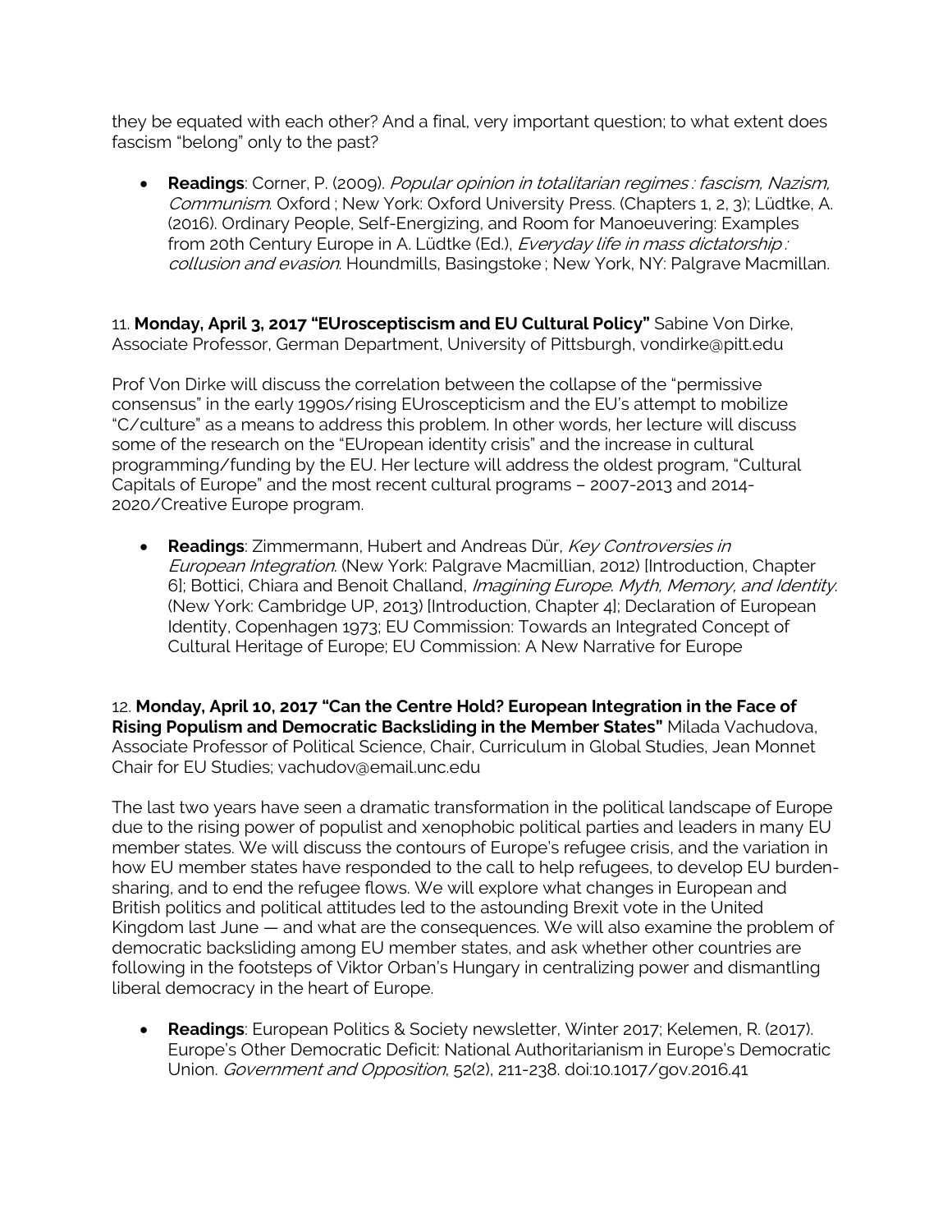they be equated with each other? And a final, very important question; to what extent does fascism "belong" only to the past?

- **Readings**: Corner, P. (2009). *Popular opinion in totalitarian regimes : fascism, Nazism, Communism*. Oxford ; New York: Oxford University Press. (Chapters 1, 2, 3); Lüdtke, A. (2016). Ordinary People, Self-Energizing, and Room for Manoeuvering: Examples from 20th Century Europe in A. Lüdtke (Ed.), *Everyday life in mass dictatorship : collusion and evasion*. Houndmills, Basingstoke ; New York, NY: Palgrave Macmillan.

11. **Monday, April 3, 2017 "EUrosceptiscism and EU Cultural Policy"** Sabine Von Dirke, Associate Professor, German Department, University of Pittsburgh, vondirke@pitt.edu

Prof Von Dirke will discuss the correlation between the collapse of the "permissive consensus" in the early 1990s/rising EUroscepticism and the EU's attempt to mobilize "C/culture" as a means to address this problem. In other words, her lecture will discuss some of the research on the "EUropean identity crisis" and the increase in cultural programming/funding by the EU. Her lecture will address the oldest program, "Cultural Capitals of Europe" and the most recent cultural programs – 2007-2013 and 2014-2020/Creative Europe program.

- **Readings**: Zimmermann, Hubert and Andreas Dür, *Key Controversies in European Integration*. (New York: Palgrave Macmillian, 2012) [Introduction, Chapter 6]; Bottici, Chiara and Benoit Challand, *Imagining Europe. Myth, Memory, and Identity*. (New York: Cambridge UP, 2013) [Introduction, Chapter 4]; Declaration of European Identity, Copenhagen 1973; EU Commission: Towards an Integrated Concept of Cultural Heritage of Europe; EU Commission: A New Narrative for Europe

12. **Monday, April 10, 2017 "Can the Centre Hold? European Integration in the Face of Rising Populism and Democratic Backsliding in the Member States"** Milada Vachudova, Associate Professor of Political Science, Chair, Curriculum in Global Studies, Jean Monnet Chair for EU Studies; vachudov@email.unc.edu

The last two years have seen a dramatic transformation in the political landscape of Europe due to the rising power of populist and xenophobic political parties and leaders in many EU member states. We will discuss the contours of Europe's refugee crisis, and the variation in how EU member states have responded to the call to help refugees, to develop EU burden-sharing, and to end the refugee flows. We will explore what changes in European and British politics and political attitudes led to the astounding Brexit vote in the United Kingdom last June — and what are the consequences. We will also examine the problem of democratic backsliding among EU member states, and ask whether other countries are following in the footsteps of Viktor Orban's Hungary in centralizing power and dismantling liberal democracy in the heart of Europe.

- **Readings**: European Politics & Society newsletter, Winter 2017; Kelemen, R. (2017). Europe's Other Democratic Deficit: National Authoritarianism in Europe's Democratic Union. *Government and Opposition*, 52(2), 211-238. doi:10.1017/gov.2016.41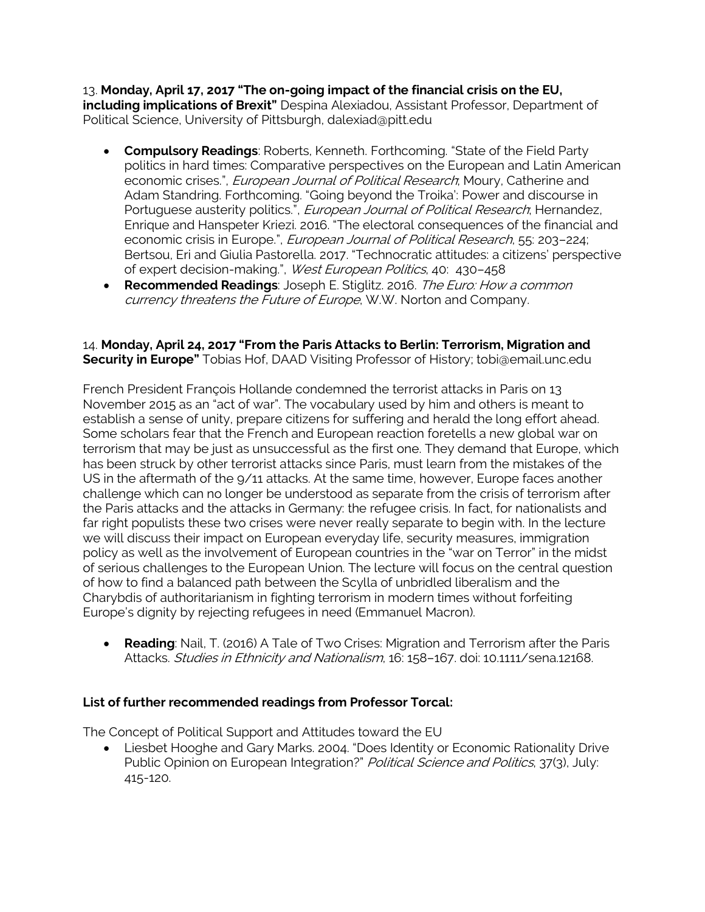13. **Monday, April 17, 2017 "The on-going impact of the financial crisis on the EU, including implications of Brexit"** Despina Alexiadou, Assistant Professor, Department of Political Science, University of Pittsburgh, dalexiad@pitt.edu

- **Compulsory Readings**: Roberts, Kenneth. Forthcoming. "State of the Field Party politics in hard times: Comparative perspectives on the European and Latin American economic crises.", *European Journal of Political Research*; Moury, Catherine and Adam Standring. Forthcoming. "Going beyond the Troika': Power and discourse in Portuguese austerity politics.", *European Journal of Political Research*; Hernandez, Enrique and Hanspeter Kriezi. 2016. "The electoral consequences of the financial and economic crisis in Europe.", *European Journal of Political Research*, 55: 203–224; Bertsou, Eri and Giulia Pastorella. 2017. "Technocratic attitudes: a citizens' perspective of expert decision-making.", *West European Politics*, 40: 430–458
- **Recommended Readings**: Joseph E. Stiglitz. 2016. *The Euro: How a common currency threatens the Future of Europe*, W.W. Norton and Company.

14. **Monday, April 24, 2017 "From the Paris Attacks to Berlin: Terrorism, Migration and Security in Europe"** Tobias Hof, DAAD Visiting Professor of History; tobi@email.unc.edu

French President François Hollande condemned the terrorist attacks in Paris on 13 November 2015 as an "act of war". The vocabulary used by him and others is meant to establish a sense of unity, prepare citizens for suffering and herald the long effort ahead. Some scholars fear that the French and European reaction foretells a new global war on terrorism that may be just as unsuccessful as the first one. They demand that Europe, which has been struck by other terrorist attacks since Paris, must learn from the mistakes of the US in the aftermath of the 9/11 attacks. At the same time, however, Europe faces another challenge which can no longer be understood as separate from the crisis of terrorism after the Paris attacks and the attacks in Germany: the refugee crisis. In fact, for nationalists and far right populists these two crises were never really separate to begin with. In the lecture we will discuss their impact on European everyday life, security measures, immigration policy as well as the involvement of European countries in the "war on Terror" in the midst of serious challenges to the European Union. The lecture will focus on the central question of how to find a balanced path between the Scylla of unbridled liberalism and the Charybdis of authoritarianism in fighting terrorism in modern times without forfeiting Europe's dignity by rejecting refugees in need (Emmanuel Macron).

- **Reading**: Nail, T. (2016) A Tale of Two Crises: Migration and Terrorism after the Paris Attacks. *Studies in Ethnicity and Nationalism*, 16: 158–167. doi: 10.1111/sena.12168.

**List of further recommended readings from Professor Torcal:**

The Concept of Political Support and Attitudes toward the EU

- Liesbet Hooghe and Gary Marks. 2004. "Does Identity or Economic Rationality Drive Public Opinion on European Integration?" *Political Science and Politics*, 37(3), July: 415-120.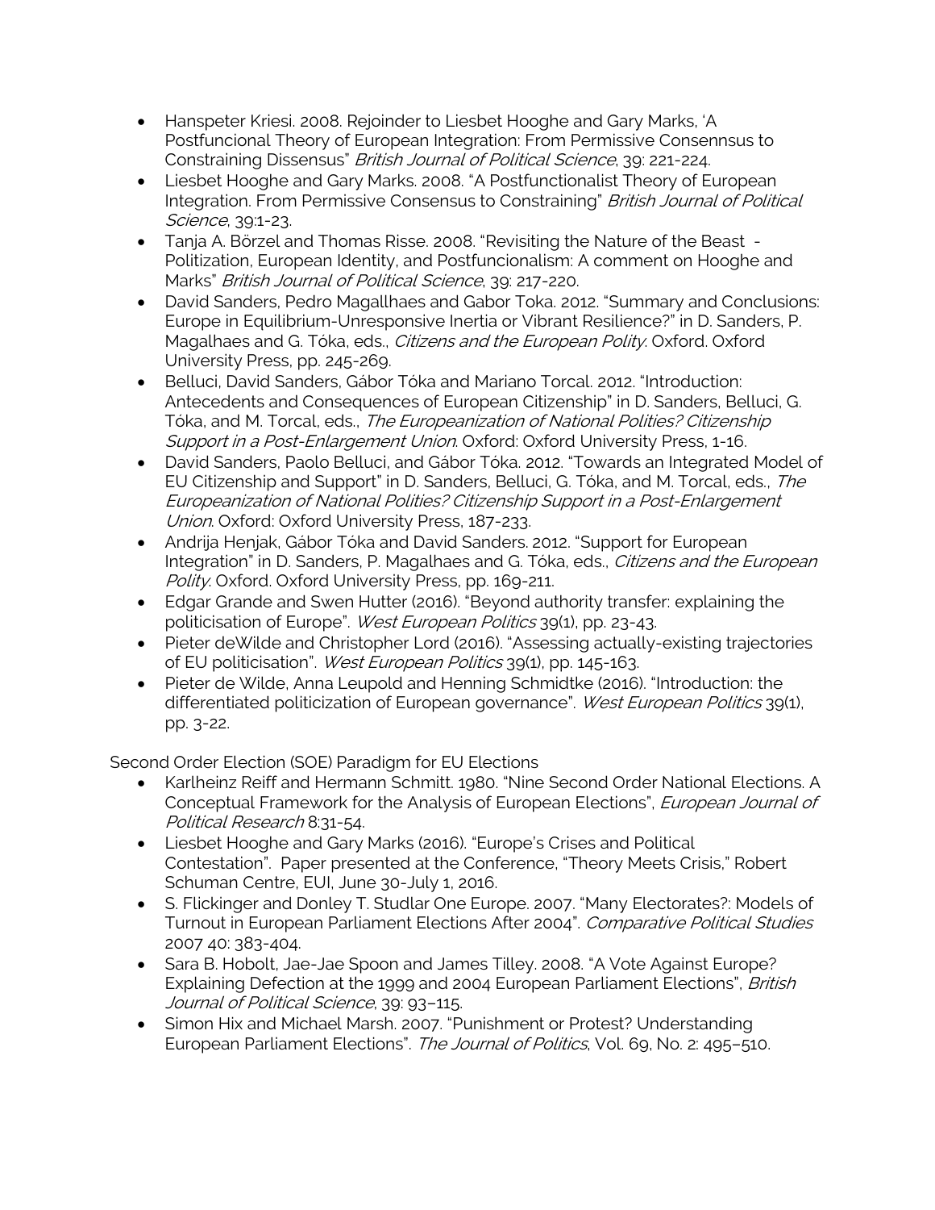- Hanspeter Kriesi. 2008. Rejoinder to Liesbet Hooghe and Gary Marks, 'A Postfuncional Theory of European Integration: From Permissive Consennsus to Constraining Dissensus" *British Journal of Political Science*, 39: 221-224.
- Liesbet Hooghe and Gary Marks. 2008. "A Postfunctionalist Theory of European Integration. From Permissive Consensus to Constraining" *British Journal of Political Science*, 39:1-23.
- Tanja A. Börzel and Thomas Risse. 2008. "Revisiting the Nature of the Beast - Politization, European Identity, and Postfuncionalism: A comment on Hooghe and Marks" *British Journal of Political Science*, 39: 217-220.
- David Sanders, Pedro Magallhaes and Gabor Toka. 2012. "Summary and Conclusions: Europe in Equilibrium-Unresponsive Inertia or Vibrant Resilience?" in D. Sanders, P. Magalhaes and G. Tóka, eds., *Citizens and the European Polity*. Oxford. Oxford University Press, pp. 245-269.
- Belluci, David Sanders, Gábor Tóka and Mariano Torcal. 2012. "Introduction: Antecedents and Consequences of European Citizenship" in D. Sanders, Belluci, G. Tóka, and M. Torcal, eds., *The Europeanization of National Polities? Citizenship Support in a Post-Enlargement Union*. Oxford: Oxford University Press, 1-16.
- David Sanders, Paolo Belluci, and Gábor Tóka. 2012. "Towards an Integrated Model of EU Citizenship and Support" in D. Sanders, Belluci, G. Tóka, and M. Torcal, eds., *The Europeanization of National Polities? Citizenship Support in a Post-Enlargement Union*. Oxford: Oxford University Press, 187-233.
- Andrija Henjak, Gábor Tóka and David Sanders. 2012. "Support for European Integration" in D. Sanders, P. Magalhaes and G. Tóka, eds., *Citizens and the European Polity*. Oxford. Oxford University Press, pp. 169-211.
- Edgar Grande and Swen Hutter (2016). "Beyond authority transfer: explaining the politicisation of Europe". *West European Politics* 39(1), pp. 23-43.
- Pieter deWilde and Christopher Lord (2016). "Assessing actually-existing trajectories of EU politicisation". *West European Politics* 39(1), pp. 145-163.
- Pieter de Wilde, Anna Leupold and Henning Schmidtke (2016). "Introduction: the differentiated politicization of European governance". *West European Politics* 39(1), pp. 3-22.

Second Order Election (SOE) Paradigm for EU Elections

- Karlheinz Reiff and Hermann Schmitt. 1980. "Nine Second Order National Elections. A Conceptual Framework for the Analysis of European Elections", *European Journal of Political Research* 8:31-54.
- Liesbet Hooghe and Gary Marks (2016). "Europe's Crises and Political Contestation". Paper presented at the Conference, "Theory Meets Crisis," Robert Schuman Centre, EUI, June 30-July 1, 2016.
- S. Flickinger and Donley T. Studlar One Europe. 2007. "Many Electorates?: Models of Turnout in European Parliament Elections After 2004". *Comparative Political Studies* 2007 40: 383-404.
- Sara B. Hobolt, Jae-Jae Spoon and James Tilley. 2008. "A Vote Against Europe? Explaining Defection at the 1999 and 2004 European Parliament Elections", *British Journal of Political Science*, 39: 93–115.
- Simon Hix and Michael Marsh. 2007. "Punishment or Protest? Understanding European Parliament Elections". *The Journal of Politics*, Vol. 69, No. 2: 495–510.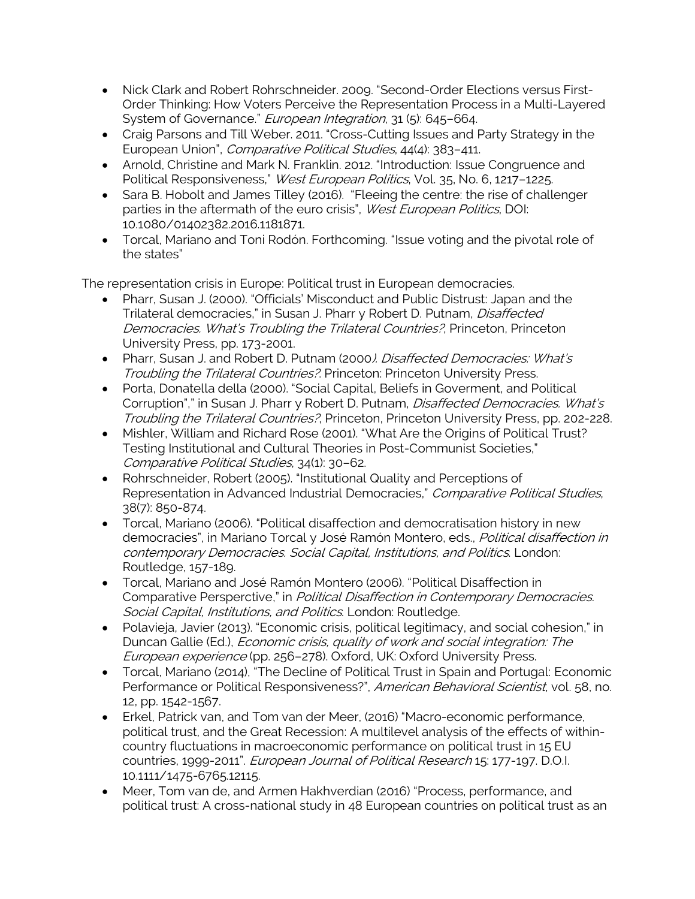- Nick Clark and Robert Rohrschneider. 2009. "Second-Order Elections versus First-Order Thinking: How Voters Perceive the Representation Process in a Multi-Layered System of Governance." *European Integration*, 31 (5): 645–664.
- Craig Parsons and Till Weber. 2011. "Cross-Cutting Issues and Party Strategy in the European Union", *Comparative Political Studies*, 44(4): 383–411.
- Arnold, Christine and Mark N. Franklin. 2012. "Introduction: Issue Congruence and Political Responsiveness," *West European Politics*, Vol. 35, No. 6, 1217–1225.
- Sara B. Hobolt and James Tilley (2016). "Fleeing the centre: the rise of challenger parties in the aftermath of the euro crisis", *West European Politics*, DOI: 10.1080/01402382.2016.1181871.
- Torcal, Mariano and Toni Rodón. Forthcoming. "Issue voting and the pivotal role of the states"

The representation crisis in Europe: Political trust in European democracies.

- Pharr, Susan J. (2000). "Officials' Misconduct and Public Distrust: Japan and the Trilateral democracies," in Susan J. Pharr y Robert D. Putnam, *Disaffected Democracies. What's Troubling the Trilateral Countries?*, Princeton, Princeton University Press, pp. 173-2001.
- Pharr, Susan J. and Robert D. Putnam (2000*). Disaffected Democracies: What's Troubling the Trilateral Countries?*. Princeton: Princeton University Press.
- Porta, Donatella della (2000). "Social Capital, Beliefs in Goverment, and Political Corruption"," in Susan J. Pharr y Robert D. Putnam, *Disaffected Democracies. What's Troubling the Trilateral Countries?*, Princeton, Princeton University Press, pp. 202-228.
- Mishler, William and Richard Rose (2001). "What Are the Origins of Political Trust? Testing Institutional and Cultural Theories in Post-Communist Societies," *Comparative Political Studies*, 34(1): 30–62.
- Rohrschneider, Robert (2005). "Institutional Quality and Perceptions of Representation in Advanced Industrial Democracies," *Comparative Political Studies*, 38(7): 850-874.
- Torcal, Mariano (2006). "Political disaffection and democratisation history in new democracies", in Mariano Torcal y José Ramón Montero, eds., *Political disaffection in contemporary Democracies. Social Capital, Institutions, and Politics*. London: Routledge, 157-189.
- Torcal, Mariano and José Ramón Montero (2006). "Political Disaffection in Comparative Persperctive," in *Political Disaffection in Contemporary Democracies. Social Capital, Institutions, and Politics*. London: Routledge.
- Polavieja, Javier (2013). "Economic crisis, political legitimacy, and social cohesion," in Duncan Gallie (Ed.), *Economic crisis, quality of work and social integration: The European experience* (pp. 256–278). Oxford, UK: Oxford University Press.
- Torcal, Mariano (2014), "The Decline of Political Trust in Spain and Portugal: Economic Performance or Political Responsiveness?", *American Behavioral Scientist*, vol. 58, no. 12, pp. 1542-1567.
- Erkel, Patrick van, and Tom van der Meer, (2016) "Macro-economic performance, political trust, and the Great Recession: A multilevel analysis of the effects of within-country fluctuations in macroeconomic performance on political trust in 15 EU countries, 1999-2011". *European Journal of Political Research* 15: 177-197. D.O.I. 10.1111/1475-6765.12115.
- Meer, Tom van de, and Armen Hakhverdian (2016) "Process, performance, and political trust: A cross-national study in 48 European countries on political trust as an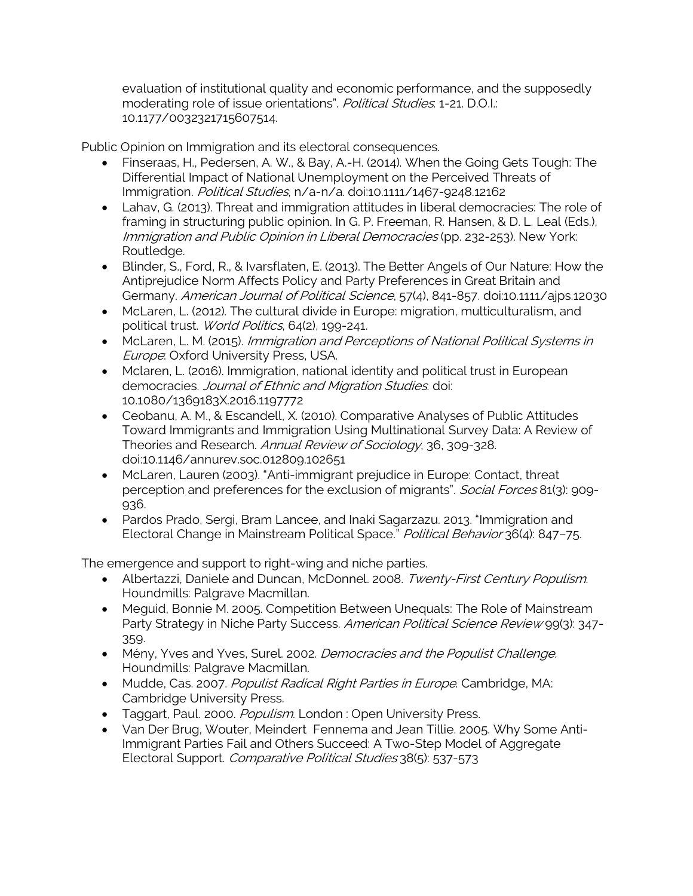evaluation of institutional quality and economic performance, and the supposedly moderating role of issue orientations". *Political Studies*: 1-21. D.O.I.: 10.1177/0032321715607514.

Public Opinion on Immigration and its electoral consequences.

- Finseraas, H., Pedersen, A. W., & Bay, A.-H. (2014). When the Going Gets Tough: The Differential Impact of National Unemployment on the Perceived Threats of Immigration. *Political Studies*, n/a-n/a. doi:10.1111/1467-9248.12162
- Lahav, G. (2013). Threat and immigration attitudes in liberal democracies: The role of framing in structuring public opinion. In G. P. Freeman, R. Hansen, & D. L. Leal (Eds.), *Immigration and Public Opinion in Liberal Democracies* (pp. 232-253). New York: Routledge.
- Blinder, S., Ford, R., & Ivarsflaten, E. (2013). The Better Angels of Our Nature: How the Antiprejudice Norm Affects Policy and Party Preferences in Great Britain and Germany. *American Journal of Political Science*, 57(4), 841-857. doi:10.1111/ajps.12030
- McLaren, L. (2012). The cultural divide in Europe: migration, multiculturalism, and political trust. *World Politics*, 64(2), 199-241.
- McLaren, L. M. (2015). *Immigration and Perceptions of National Political Systems in Europe*: Oxford University Press, USA.
- Mclaren, L. (2016). Immigration, national identity and political trust in European democracies. *Journal of Ethnic and Migration Studies*. doi: 10.1080/1369183X.2016.1197772
- Ceobanu, A. M., & Escandell, X. (2010). Comparative Analyses of Public Attitudes Toward Immigrants and Immigration Using Multinational Survey Data: A Review of Theories and Research. *Annual Review of Sociology*, 36, 309-328. doi:10.1146/annurev.soc.012809.102651
- McLaren, Lauren (2003). "Anti-immigrant prejudice in Europe: Contact, threat perception and preferences for the exclusion of migrants". *Social Forces* 81(3): 909-936.
- Pardos Prado, Sergi, Bram Lancee, and Inaki Sagarzazu. 2013. "Immigration and Electoral Change in Mainstream Political Space." *Political Behavior* 36(4): 847–75.

The emergence and support to right-wing and niche parties.

- Albertazzi, Daniele and Duncan, McDonnel. 2008. *Twenty-First Century Populism*. Houndmills: Palgrave Macmillan.
- Meguid, Bonnie M. 2005. Competition Between Unequals: The Role of Mainstream Party Strategy in Niche Party Success. *American Political Science Review* 99(3): 347-359.
- Mény, Yves and Yves, Surel. 2002. *Democracies and the Populist Challenge*. Houndmills: Palgrave Macmillan.
- Mudde, Cas. 2007. *Populist Radical Right Parties in Europe*. Cambridge, MA: Cambridge University Press.
- Taggart, Paul. 2000. *Populism*. London : Open University Press.
- Van Der Brug, Wouter, Meindert Fennema and Jean Tillie. 2005. Why Some Anti-Immigrant Parties Fail and Others Succeed: A Two-Step Model of Aggregate Electoral Support. *Comparative Political Studies* 38(5): 537-573